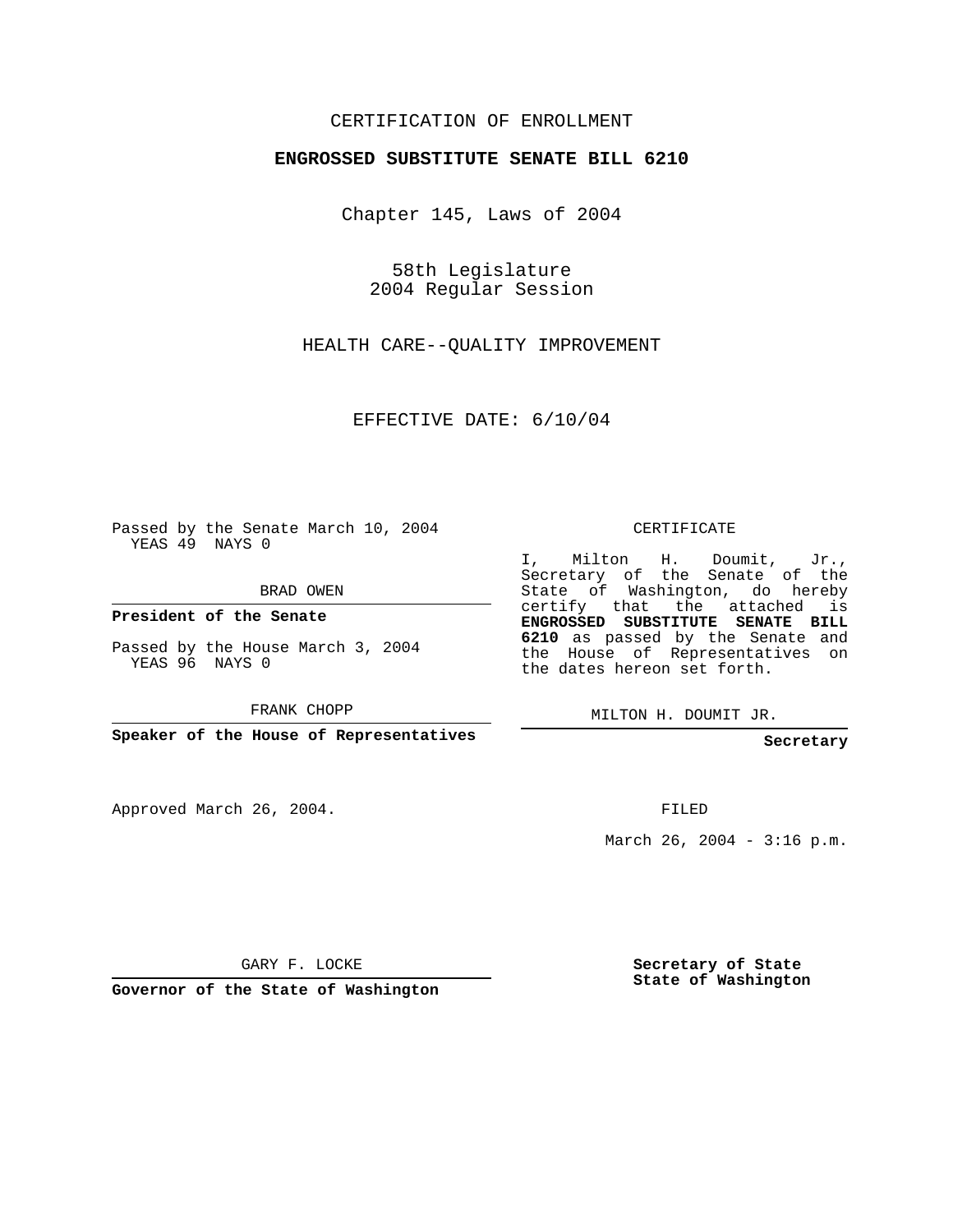CERTIFICATION OF ENROLLMENT

**ENGROSSED SUBSTITUTE SENATE BILL 6210**

Chapter 145, Laws of 2004

58th Legislature
2004 Regular Session

HEALTH CARE--QUALITY IMPROVEMENT

EFFECTIVE DATE: 6/10/04

Passed by the Senate March 10, 2004
YEAS 49 NAYS 0

BRAD OWEN

**President of the Senate**

Passed by the House March 3, 2004
YEAS 96 NAYS 0

FRANK CHOPP

**Speaker of the House of Representatives**

CERTIFICATE

I, Milton H. Doumit, Jr., Secretary of the Senate of the State of Washington, do hereby certify that the attached is **ENGROSSED SUBSTITUTE SENATE BILL 6210** as passed by the Senate and the House of Representatives on the dates hereon set forth.

MILTON H. DOUMIT JR.

**Secretary**

Approved March 26, 2004.

FILED

March 26, 2004 - 3:16 p.m.

GARY F. LOCKE

**Governor of the State of Washington**

**Secretary of State**
**State of Washington**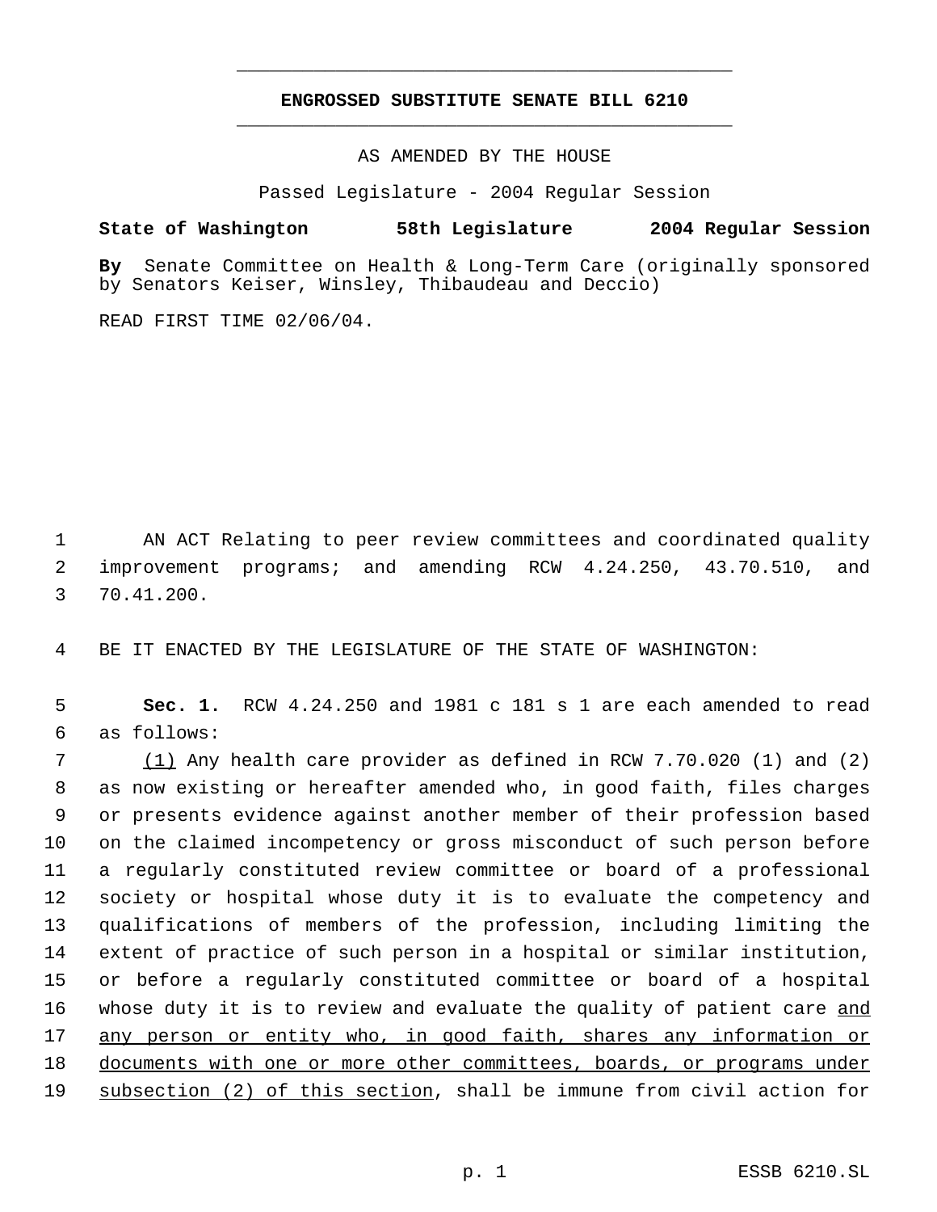# ENGROSSED SUBSTITUTE SENATE BILL 6210

AS AMENDED BY THE HOUSE

Passed Legislature - 2004 Regular Session

**State of Washington 58th Legislature 2004 Regular Session**

**By** Senate Committee on Health & Long-Term Care (originally sponsored by Senators Keiser, Winsley, Thibaudeau and Deccio)

READ FIRST TIME 02/06/04.

AN ACT Relating to peer review committees and coordinated quality improvement programs; and amending RCW 4.24.250, 43.70.510, and 70.41.200.

BE IT ENACTED BY THE LEGISLATURE OF THE STATE OF WASHINGTON:

**Sec. 1.** RCW 4.24.250 and 1981 c 181 s 1 are each amended to read as follows:

<u>(1)</u> Any health care provider as defined in RCW 7.70.020 (1) and (2) as now existing or hereafter amended who, in good faith, files charges or presents evidence against another member of their profession based on the claimed incompetency or gross misconduct of such person before a regularly constituted review committee or board of a professional society or hospital whose duty it is to evaluate the competency and qualifications of members of the profession, including limiting the extent of practice of such person in a hospital or similar institution, or before a regularly constituted committee or board of a hospital whose duty it is to review and evaluate the quality of patient care <u>and any person or entity who, in good faith, shares any information or documents with one or more other committees, boards, or programs under subsection (2) of this section</u>, shall be immune from civil action for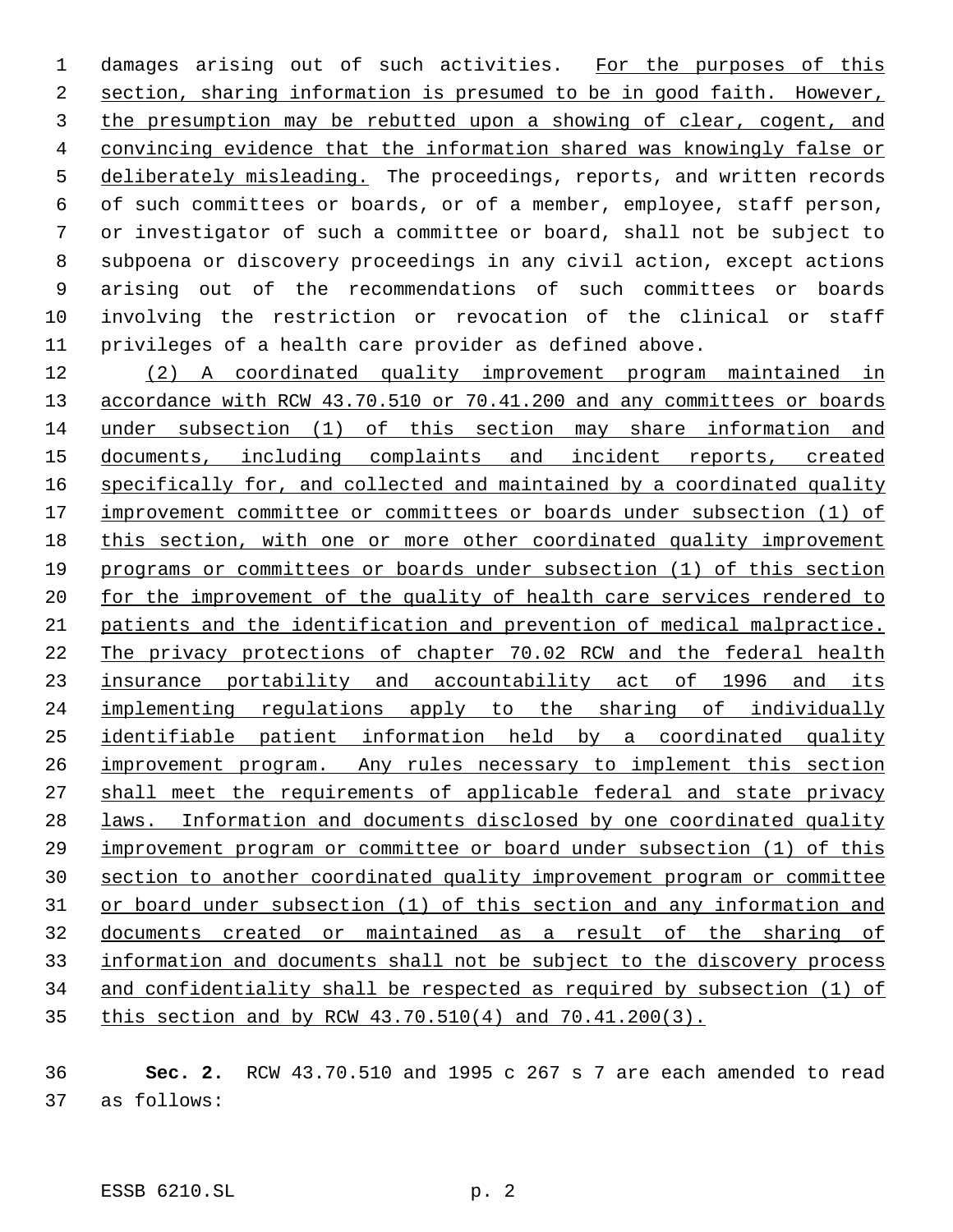damages arising out of such activities. For the purposes of this section, sharing information is presumed to be in good faith. However, the presumption may be rebutted upon a showing of clear, cogent, and convincing evidence that the information shared was knowingly false or deliberately misleading. The proceedings, reports, and written records of such committees or boards, or of a member, employee, staff person, or investigator of such a committee or board, shall not be subject to subpoena or discovery proceedings in any civil action, except actions arising out of the recommendations of such committees or boards involving the restriction or revocation of the clinical or staff privileges of a health care provider as defined above.

(2) A coordinated quality improvement program maintained in accordance with RCW 43.70.510 or 70.41.200 and any committees or boards under subsection (1) of this section may share information and documents, including complaints and incident reports, created specifically for, and collected and maintained by a coordinated quality improvement committee or committees or boards under subsection (1) of this section, with one or more other coordinated quality improvement programs or committees or boards under subsection (1) of this section for the improvement of the quality of health care services rendered to patients and the identification and prevention of medical malpractice. The privacy protections of chapter 70.02 RCW and the federal health insurance portability and accountability act of 1996 and its implementing regulations apply to the sharing of individually identifiable patient information held by a coordinated quality improvement program. Any rules necessary to implement this section shall meet the requirements of applicable federal and state privacy laws. Information and documents disclosed by one coordinated quality improvement program or committee or board under subsection (1) of this section to another coordinated quality improvement program or committee or board under subsection (1) of this section and any information and documents created or maintained as a result of the sharing of information and documents shall not be subject to the discovery process and confidentiality shall be respected as required by subsection (1) of this section and by RCW 43.70.510(4) and 70.41.200(3).

**Sec. 2.** RCW 43.70.510 and 1995 c 267 s 7 are each amended to read as follows: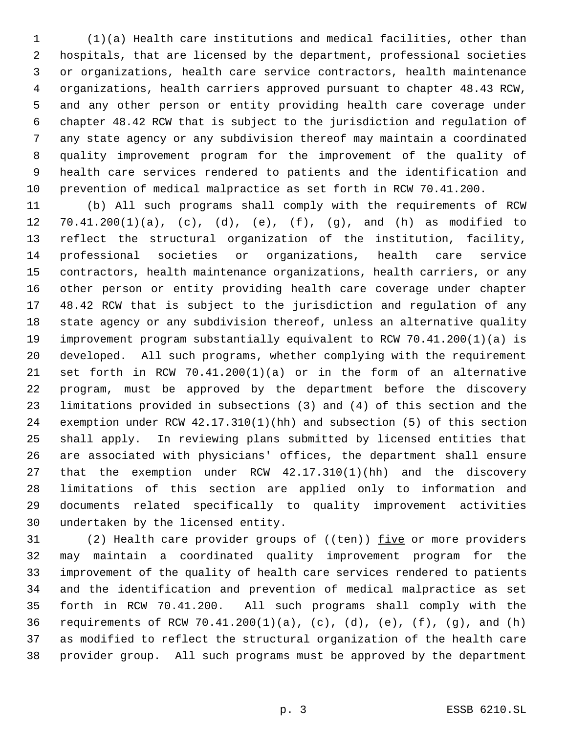(1)(a) Health care institutions and medical facilities, other than hospitals, that are licensed by the department, professional societies or organizations, health care service contractors, health maintenance organizations, health carriers approved pursuant to chapter 48.43 RCW, and any other person or entity providing health care coverage under chapter 48.42 RCW that is subject to the jurisdiction and regulation of any state agency or any subdivision thereof may maintain a coordinated quality improvement program for the improvement of the quality of health care services rendered to patients and the identification and prevention of medical malpractice as set forth in RCW 70.41.200.

(b) All such programs shall comply with the requirements of RCW 70.41.200(1)(a), (c), (d), (e), (f), (g), and (h) as modified to reflect the structural organization of the institution, facility, professional societies or organizations, health care service contractors, health maintenance organizations, health carriers, or any other person or entity providing health care coverage under chapter 48.42 RCW that is subject to the jurisdiction and regulation of any state agency or any subdivision thereof, unless an alternative quality improvement program substantially equivalent to RCW 70.41.200(1)(a) is developed. All such programs, whether complying with the requirement set forth in RCW 70.41.200(1)(a) or in the form of an alternative program, must be approved by the department before the discovery limitations provided in subsections (3) and (4) of this section and the exemption under RCW 42.17.310(1)(hh) and subsection (5) of this section shall apply. In reviewing plans submitted by licensed entities that are associated with physicians' offices, the department shall ensure that the exemption under RCW 42.17.310(1)(hh) and the discovery limitations of this section are applied only to information and documents related specifically to quality improvement activities undertaken by the licensed entity.

(2) Health care provider groups of ((~~ten~~)) <u>five</u> or more providers may maintain a coordinated quality improvement program for the improvement of the quality of health care services rendered to patients and the identification and prevention of medical malpractice as set forth in RCW 70.41.200. All such programs shall comply with the requirements of RCW 70.41.200(1)(a), (c), (d), (e), (f), (g), and (h) as modified to reflect the structural organization of the health care provider group. All such programs must be approved by the department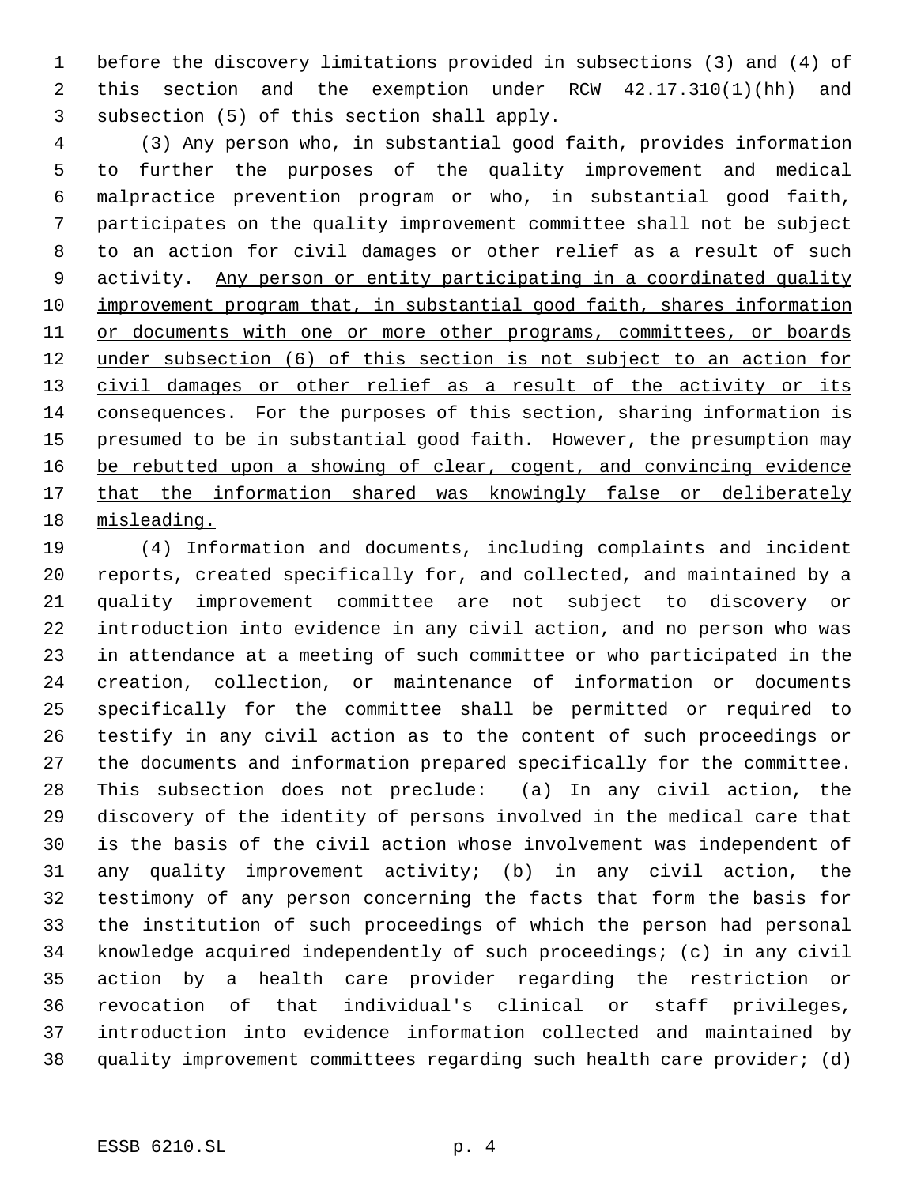before the discovery limitations provided in subsections (3) and (4) of this section and the exemption under RCW 42.17.310(1)(hh) and subsection (5) of this section shall apply.

(3) Any person who, in substantial good faith, provides information to further the purposes of the quality improvement and medical malpractice prevention program or who, in substantial good faith, participates on the quality improvement committee shall not be subject to an action for civil damages or other relief as a result of such activity. <u>Any person or entity participating in a coordinated quality improvement program that, in substantial good faith, shares information or documents with one or more other programs, committees, or boards under subsection (6) of this section is not subject to an action for civil damages or other relief as a result of the activity or its consequences. For the purposes of this section, sharing information is presumed to be in substantial good faith. However, the presumption may be rebutted upon a showing of clear, cogent, and convincing evidence that the information shared was knowingly false or deliberately misleading.</u>

(4) Information and documents, including complaints and incident reports, created specifically for, and collected, and maintained by a quality improvement committee are not subject to discovery or introduction into evidence in any civil action, and no person who was in attendance at a meeting of such committee or who participated in the creation, collection, or maintenance of information or documents specifically for the committee shall be permitted or required to testify in any civil action as to the content of such proceedings or the documents and information prepared specifically for the committee. This subsection does not preclude: (a) In any civil action, the discovery of the identity of persons involved in the medical care that is the basis of the civil action whose involvement was independent of any quality improvement activity; (b) in any civil action, the testimony of any person concerning the facts that form the basis for the institution of such proceedings of which the person had personal knowledge acquired independently of such proceedings; (c) in any civil action by a health care provider regarding the restriction or revocation of that individual's clinical or staff privileges, introduction into evidence information collected and maintained by quality improvement committees regarding such health care provider; (d)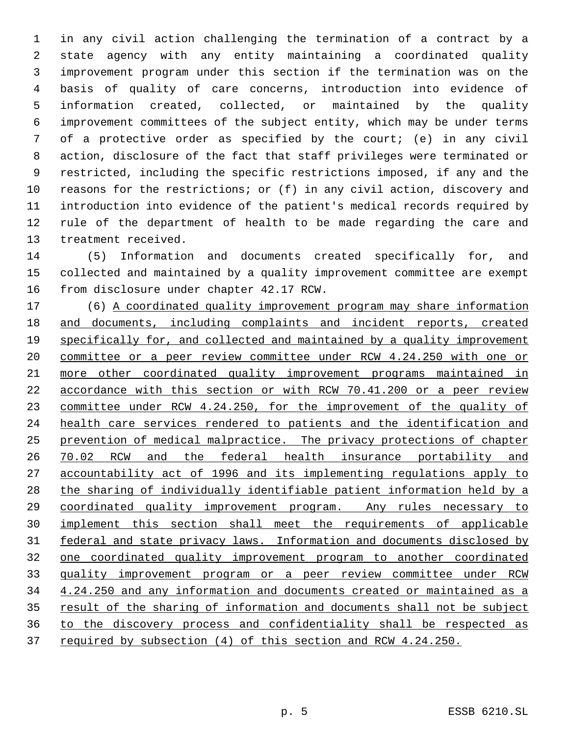in any civil action challenging the termination of a contract by a state agency with any entity maintaining a coordinated quality improvement program under this section if the termination was on the basis of quality of care concerns, introduction into evidence of information created, collected, or maintained by the quality improvement committees of the subject entity, which may be under terms of a protective order as specified by the court; (e) in any civil action, disclosure of the fact that staff privileges were terminated or restricted, including the specific restrictions imposed, if any and the reasons for the restrictions; or (f) in any civil action, discovery and introduction into evidence of the patient's medical records required by rule of the department of health to be made regarding the care and treatment received.

(5) Information and documents created specifically for, and collected and maintained by a quality improvement committee are exempt from disclosure under chapter 42.17 RCW.

(6) <u>A coordinated quality improvement program may share information and documents, including complaints and incident reports, created specifically for, and collected and maintained by a quality improvement committee or a peer review committee under RCW 4.24.250 with one or more other coordinated quality improvement programs maintained in accordance with this section or with RCW 70.41.200 or a peer review committee under RCW 4.24.250, for the improvement of the quality of health care services rendered to patients and the identification and prevention of medical malpractice. The privacy protections of chapter 70.02 RCW and the federal health insurance portability and accountability act of 1996 and its implementing regulations apply to the sharing of individually identifiable patient information held by a coordinated quality improvement program. Any rules necessary to implement this section shall meet the requirements of applicable federal and state privacy laws. Information and documents disclosed by one coordinated quality improvement program to another coordinated quality improvement program or a peer review committee under RCW 4.24.250 and any information and documents created or maintained as a result of the sharing of information and documents shall not be subject to the discovery process and confidentiality shall be respected as required by subsection (4) of this section and RCW 4.24.250.</u>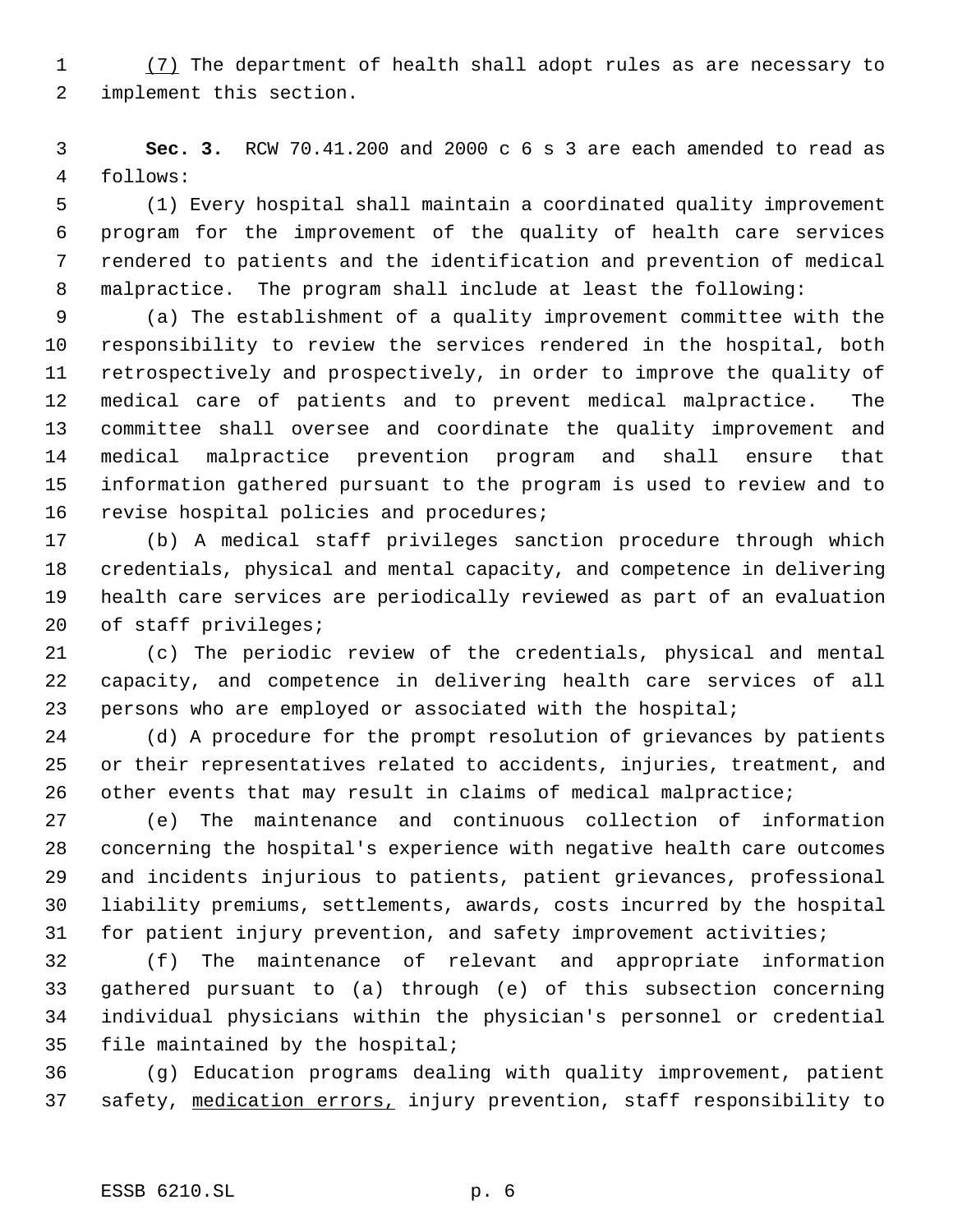(7) The department of health shall adopt rules as are necessary to implement this section.

**Sec. 3.** RCW 70.41.200 and 2000 c 6 s 3 are each amended to read as follows:

(1) Every hospital shall maintain a coordinated quality improvement program for the improvement of the quality of health care services rendered to patients and the identification and prevention of medical malpractice. The program shall include at least the following:

(a) The establishment of a quality improvement committee with the responsibility to review the services rendered in the hospital, both retrospectively and prospectively, in order to improve the quality of medical care of patients and to prevent medical malpractice. The committee shall oversee and coordinate the quality improvement and medical malpractice prevention program and shall ensure that information gathered pursuant to the program is used to review and to revise hospital policies and procedures;

(b) A medical staff privileges sanction procedure through which credentials, physical and mental capacity, and competence in delivering health care services are periodically reviewed as part of an evaluation of staff privileges;

(c) The periodic review of the credentials, physical and mental capacity, and competence in delivering health care services of all persons who are employed or associated with the hospital;

(d) A procedure for the prompt resolution of grievances by patients or their representatives related to accidents, injuries, treatment, and other events that may result in claims of medical malpractice;

(e) The maintenance and continuous collection of information concerning the hospital's experience with negative health care outcomes and incidents injurious to patients, patient grievances, professional liability premiums, settlements, awards, costs incurred by the hospital for patient injury prevention, and safety improvement activities;

(f) The maintenance of relevant and appropriate information gathered pursuant to (a) through (e) of this subsection concerning individual physicians within the physician's personnel or credential file maintained by the hospital;

(g) Education programs dealing with quality improvement, patient safety, medication errors, injury prevention, staff responsibility to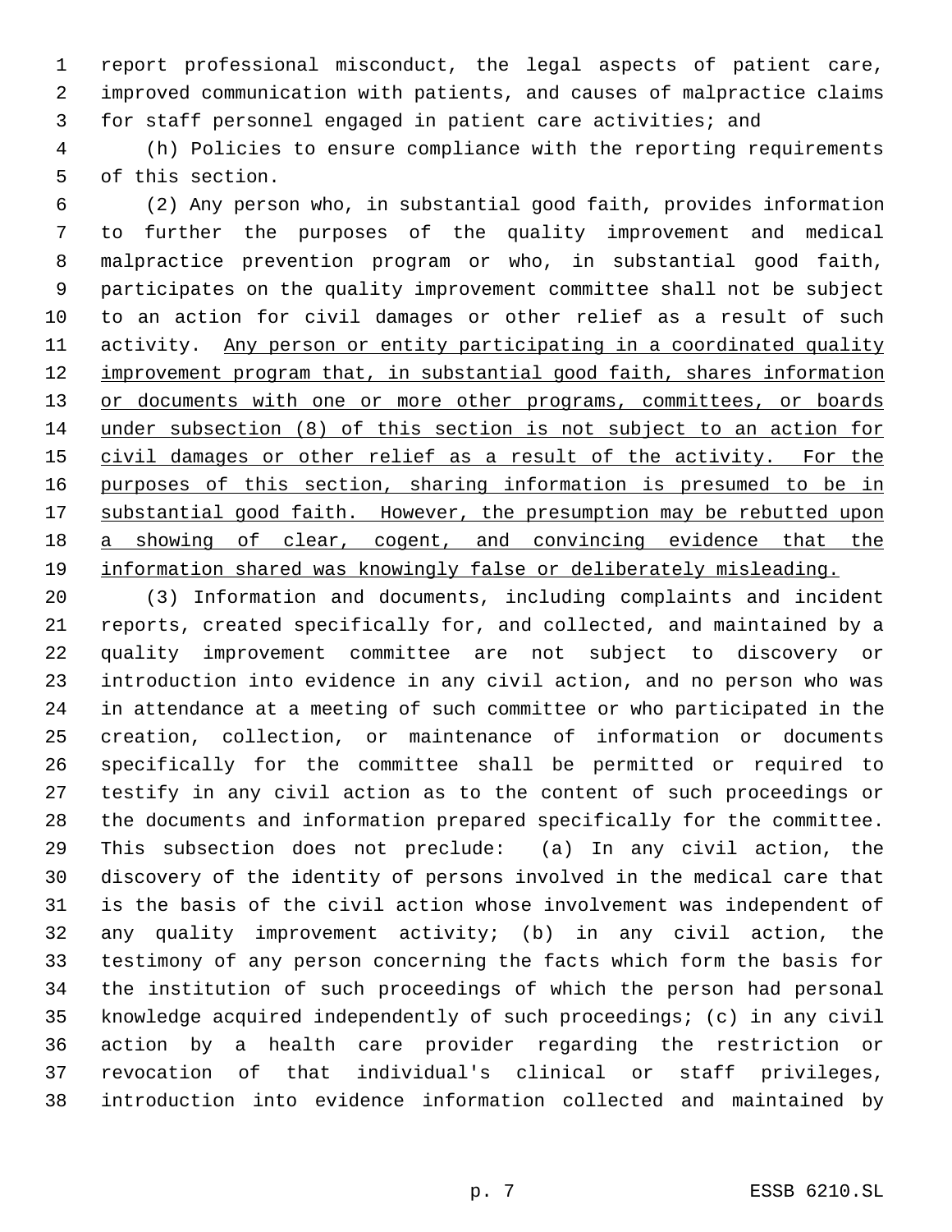report professional misconduct, the legal aspects of patient care, improved communication with patients, and causes of malpractice claims for staff personnel engaged in patient care activities; and

(h) Policies to ensure compliance with the reporting requirements of this section.

(2) Any person who, in substantial good faith, provides information to further the purposes of the quality improvement and medical malpractice prevention program or who, in substantial good faith, participates on the quality improvement committee shall not be subject to an action for civil damages or other relief as a result of such activity. <u>Any person or entity participating in a coordinated quality improvement program that, in substantial good faith, shares information or documents with one or more other programs, committees, or boards under subsection (8) of this section is not subject to an action for civil damages or other relief as a result of the activity. For the purposes of this section, sharing information is presumed to be in substantial good faith. However, the presumption may be rebutted upon a showing of clear, cogent, and convincing evidence that the information shared was knowingly false or deliberately misleading.</u>

(3) Information and documents, including complaints and incident reports, created specifically for, and collected, and maintained by a quality improvement committee are not subject to discovery or introduction into evidence in any civil action, and no person who was in attendance at a meeting of such committee or who participated in the creation, collection, or maintenance of information or documents specifically for the committee shall be permitted or required to testify in any civil action as to the content of such proceedings or the documents and information prepared specifically for the committee. This subsection does not preclude: (a) In any civil action, the discovery of the identity of persons involved in the medical care that is the basis of the civil action whose involvement was independent of any quality improvement activity; (b) in any civil action, the testimony of any person concerning the facts which form the basis for the institution of such proceedings of which the person had personal knowledge acquired independently of such proceedings; (c) in any civil action by a health care provider regarding the restriction or revocation of that individual's clinical or staff privileges, introduction into evidence information collected and maintained by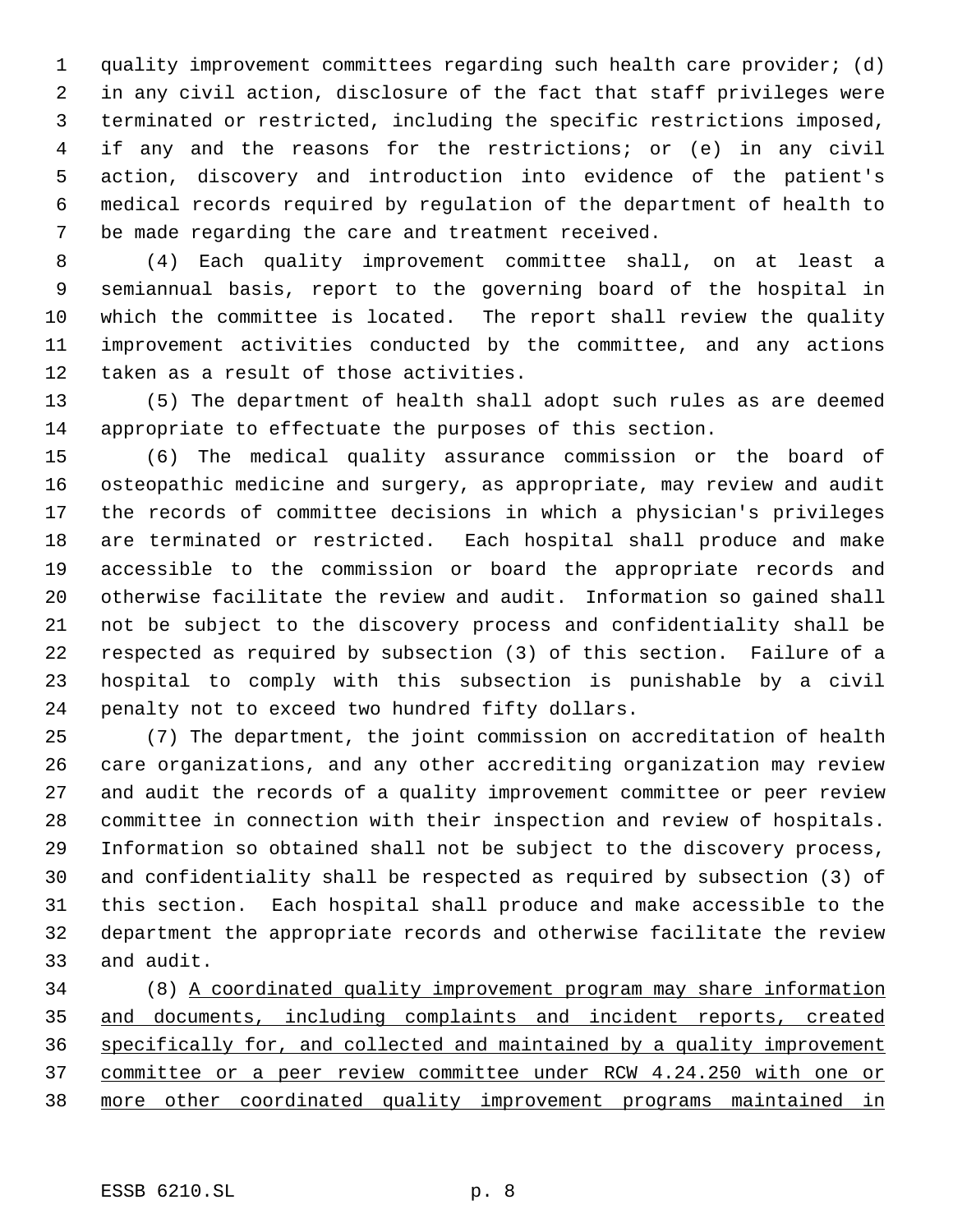quality improvement committees regarding such health care provider; (d) in any civil action, disclosure of the fact that staff privileges were terminated or restricted, including the specific restrictions imposed, if any and the reasons for the restrictions; or (e) in any civil action, discovery and introduction into evidence of the patient's medical records required by regulation of the department of health to be made regarding the care and treatment received.

(4) Each quality improvement committee shall, on at least a semiannual basis, report to the governing board of the hospital in which the committee is located. The report shall review the quality improvement activities conducted by the committee, and any actions taken as a result of those activities.

(5) The department of health shall adopt such rules as are deemed appropriate to effectuate the purposes of this section.

(6) The medical quality assurance commission or the board of osteopathic medicine and surgery, as appropriate, may review and audit the records of committee decisions in which a physician's privileges are terminated or restricted. Each hospital shall produce and make accessible to the commission or board the appropriate records and otherwise facilitate the review and audit. Information so gained shall not be subject to the discovery process and confidentiality shall be respected as required by subsection (3) of this section. Failure of a hospital to comply with this subsection is punishable by a civil penalty not to exceed two hundred fifty dollars.

(7) The department, the joint commission on accreditation of health care organizations, and any other accrediting organization may review and audit the records of a quality improvement committee or peer review committee in connection with their inspection and review of hospitals. Information so obtained shall not be subject to the discovery process, and confidentiality shall be respected as required by subsection (3) of this section. Each hospital shall produce and make accessible to the department the appropriate records and otherwise facilitate the review and audit.

(8) <u>A coordinated quality improvement program may share information and documents, including complaints and incident reports, created specifically for, and collected and maintained by a quality improvement committee or a peer review committee under RCW 4.24.250 with one or more other coordinated quality improvement programs maintained in</u>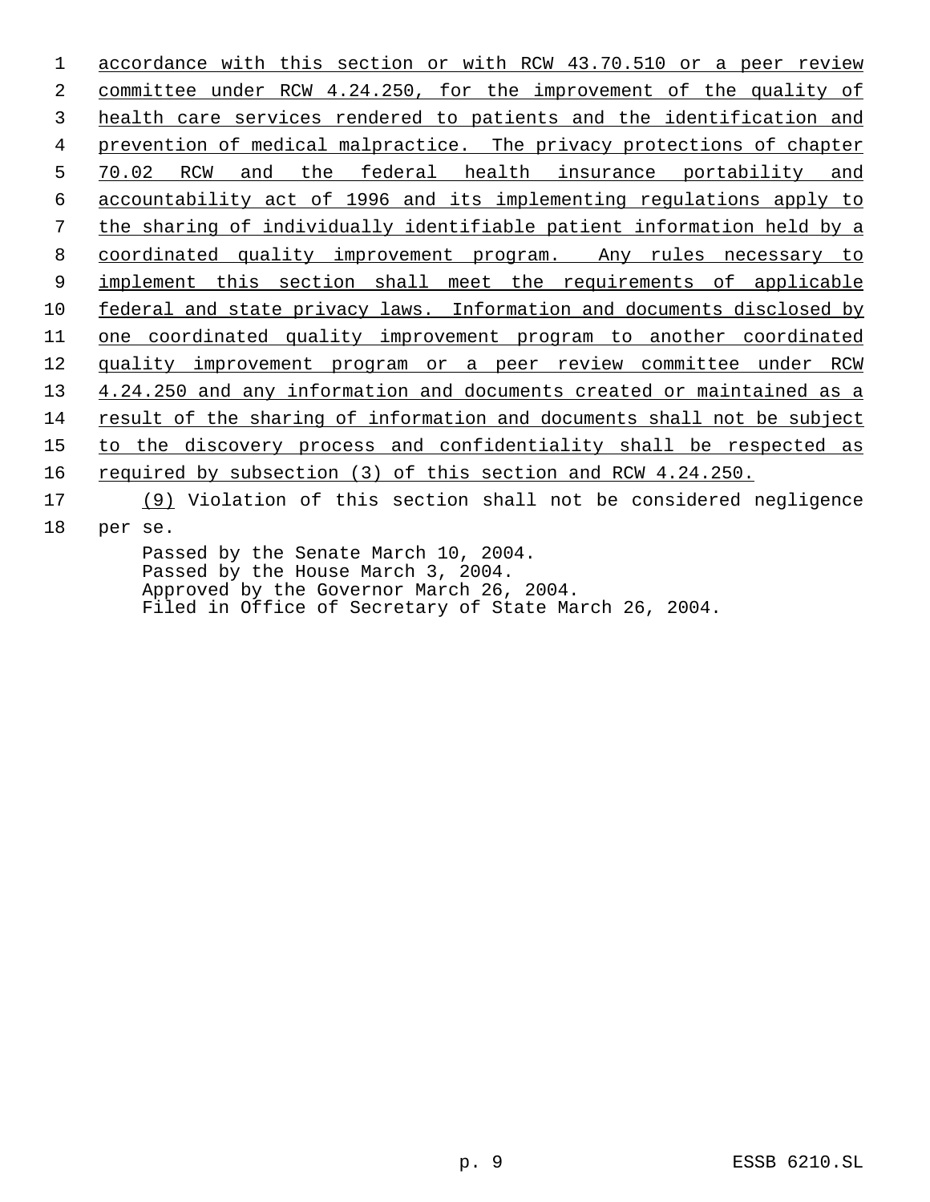accordance with this section or with RCW 43.70.510 or a peer review committee under RCW 4.24.250, for the improvement of the quality of health care services rendered to patients and the identification and prevention of medical malpractice. The privacy protections of chapter 70.02 RCW and the federal health insurance portability and accountability act of 1996 and its implementing regulations apply to the sharing of individually identifiable patient information held by a coordinated quality improvement program. Any rules necessary to implement this section shall meet the requirements of applicable federal and state privacy laws. Information and documents disclosed by one coordinated quality improvement program to another coordinated quality improvement program or a peer review committee under RCW 4.24.250 and any information and documents created or maintained as a result of the sharing of information and documents shall not be subject to the discovery process and confidentiality shall be respected as required by subsection (3) of this section and RCW 4.24.250.

(9) Violation of this section shall not be considered negligence per se.

Passed by the Senate March 10, 2004.
Passed by the House March 3, 2004.
Approved by the Governor March 26, 2004.
Filed in Office of Secretary of State March 26, 2004.